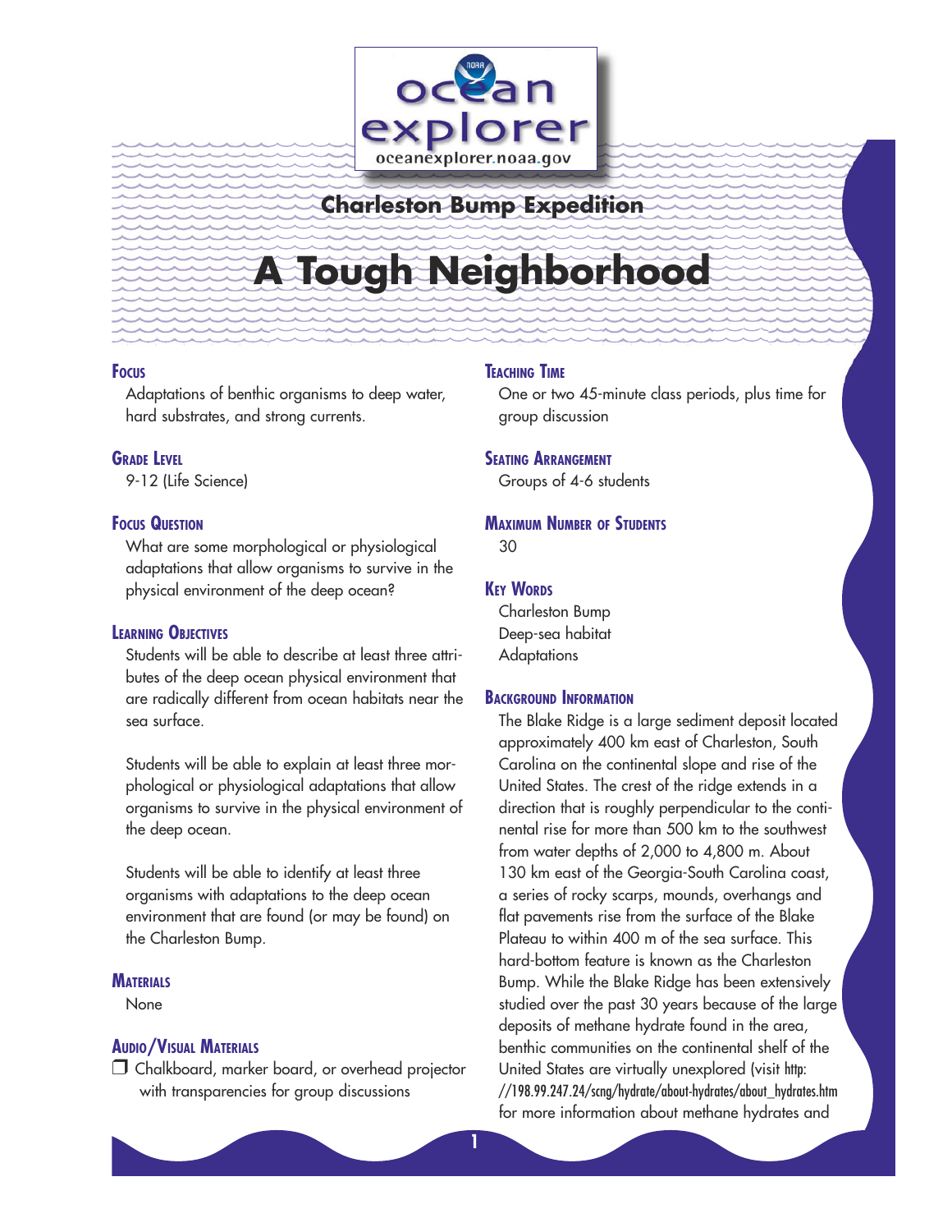Charleston Bump Expedition

# A Tough Neighborhood

## Focus

Adaptations of benthic organisms to deep water, hard substrates, and strong currents.

## Grade Level

9-12 (Life Science)

## Focus Question

What are some morphological or physiological adaptations that allow organisms to survive in the physical environment of the deep ocean?

## Learning Objectives

Students will be able to describe at least three attributes of the deep ocean physical environment that are radically different from ocean habitats near the sea surface.

Students will be able to explain at least three morphological or physiological adaptations that allow organisms to survive in the physical environment of the deep ocean.

Students will be able to identify at least three organisms with adaptations to the deep ocean environment that are found (or may be found) on the Charleston Bump.

## Materials

None

## Audio/Visual Materials

- ❒ Chalkboard, marker board, or overhead projector with transparencies for group discussions

## Teaching Time

One or two 45-minute class periods, plus time for group discussion

## Seating Arrangement

Groups of 4-6 students

## Maximum Number of Students

30

## Key Words

Charleston Bump
Deep-sea habitat
Adaptations

## Background Information

The Blake Ridge is a large sediment deposit located approximately 400 km east of Charleston, South Carolina on the continental slope and rise of the United States. The crest of the ridge extends in a direction that is roughly perpendicular to the continental rise for more than 500 km to the southwest from water depths of 2,000 to 4,800 m. About 130 km east of the Georgia-South Carolina coast, a series of rocky scarps, mounds, overhangs and flat pavements rise from the surface of the Blake Plateau to within 400 m of the sea surface. This hard-bottom feature is known as the Charleston Bump. While the Blake Ridge has been extensively studied over the past 30 years because of the large deposits of methane hydrate found in the area, benthic communities on the continental shelf of the United States are virtually unexplored (visit http://198.99.247.24/scng/hydrate/about-hydrates/about_hydrates.htm for more information about methane hydrates and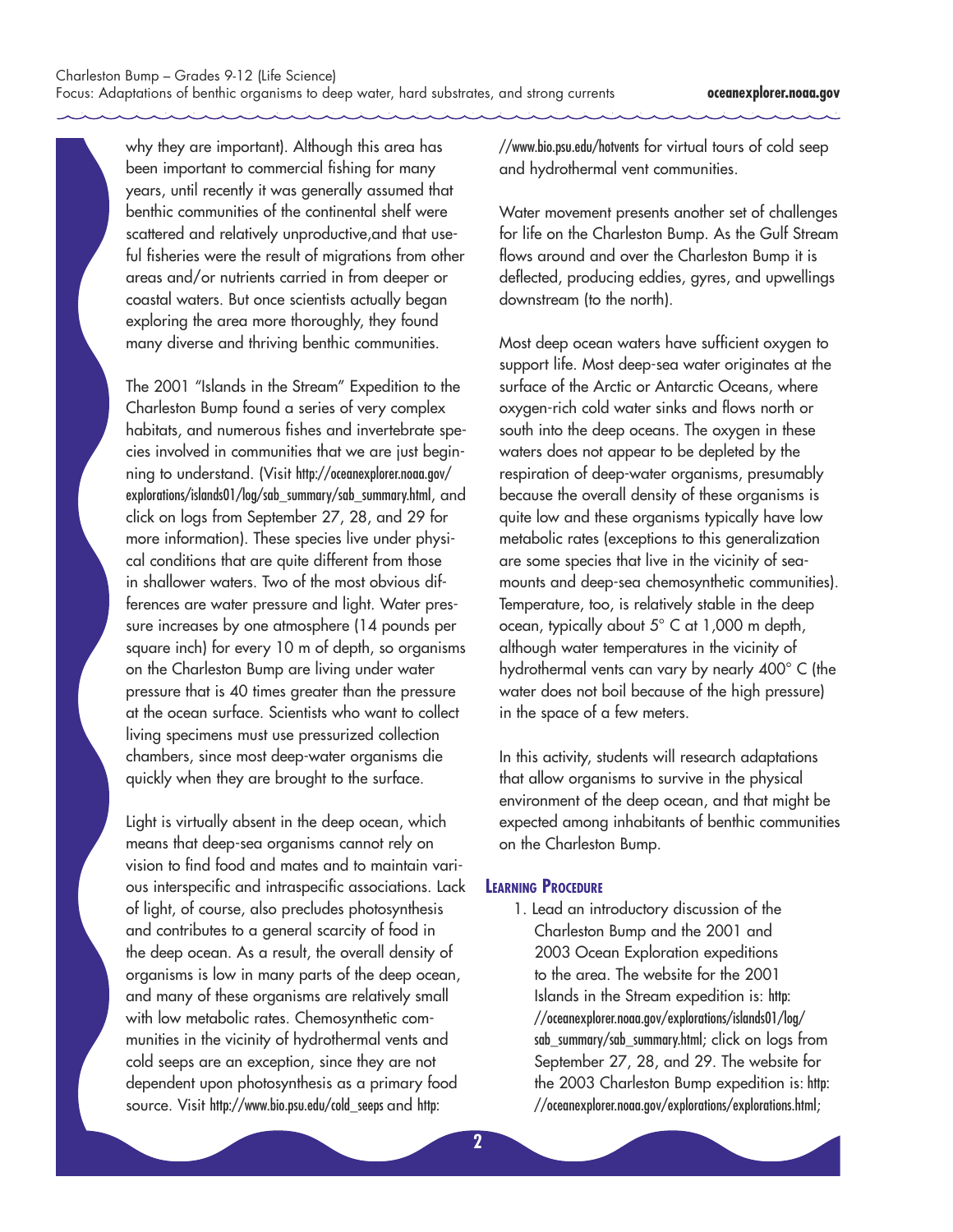why they are important). Although this area has been important to commercial fishing for many years, until recently it was generally assumed that benthic communities of the continental shelf were scattered and relatively unproductive,and that useful fisheries were the result of migrations from other areas and/or nutrients carried in from deeper or coastal waters. But once scientists actually began exploring the area more thoroughly, they found many diverse and thriving benthic communities.

The 2001 "Islands in the Stream" Expedition to the Charleston Bump found a series of very complex habitats, and numerous fishes and invertebrate species involved in communities that we are just beginning to understand. (Visit http://oceanexplorer.noaa.gov/explorations/islands01/log/sab_summary/sab_summary.html, and click on logs from September 27, 28, and 29 for more information). These species live under physical conditions that are quite different from those in shallower waters. Two of the most obvious differences are water pressure and light. Water pressure increases by one atmosphere (14 pounds per square inch) for every 10 m of depth, so organisms on the Charleston Bump are living under water pressure that is 40 times greater than the pressure at the ocean surface. Scientists who want to collect living specimens must use pressurized collection chambers, since most deep-water organisms die quickly when they are brought to the surface.

Light is virtually absent in the deep ocean, which means that deep-sea organisms cannot rely on vision to find food and mates and to maintain various interspecific and intraspecific associations. Lack of light, of course, also precludes photosynthesis and contributes to a general scarcity of food in the deep ocean. As a result, the overall density of organisms is low in many parts of the deep ocean, and many of these organisms are relatively small with low metabolic rates. Chemosynthetic communities in the vicinity of hydrothermal vents and cold seeps are an exception, since they are not dependent upon photosynthesis as a primary food source. Visit http://www.bio.psu.edu/cold_seeps and http://www.bio.psu.edu/hotvents for virtual tours of cold seep and hydrothermal vent communities.

Water movement presents another set of challenges for life on the Charleston Bump. As the Gulf Stream flows around and over the Charleston Bump it is deflected, producing eddies, gyres, and upwellings downstream (to the north).

Most deep ocean waters have sufficient oxygen to support life. Most deep-sea water originates at the surface of the Arctic or Antarctic Oceans, where oxygen-rich cold water sinks and flows north or south into the deep oceans. The oxygen in these waters does not appear to be depleted by the respiration of deep-water organisms, presumably because the overall density of these organisms is quite low and these organisms typically have low metabolic rates (exceptions to this generalization are some species that live in the vicinity of seamounts and deep-sea chemosynthetic communities). Temperature, too, is relatively stable in the deep ocean, typically about 5° C at 1,000 m depth, although water temperatures in the vicinity of hydrothermal vents can vary by nearly 400° C (the water does not boil because of the high pressure) in the space of a few meters.

In this activity, students will research adaptations that allow organisms to survive in the physical environment of the deep ocean, and that might be expected among inhabitants of benthic communities on the Charleston Bump.

## Learning Procedure

1. Lead an introductory discussion of the Charleston Bump and the 2001 and 2003 Ocean Exploration expeditions to the area. The website for the 2001 Islands in the Stream expedition is: http://oceanexplorer.noaa.gov/explorations/islands01/log/sab_summary/sab_summary.html; click on logs from September 27, 28, and 29. The website for the 2003 Charleston Bump expedition is: http://oceanexplorer.noaa.gov/explorations/explorations.html;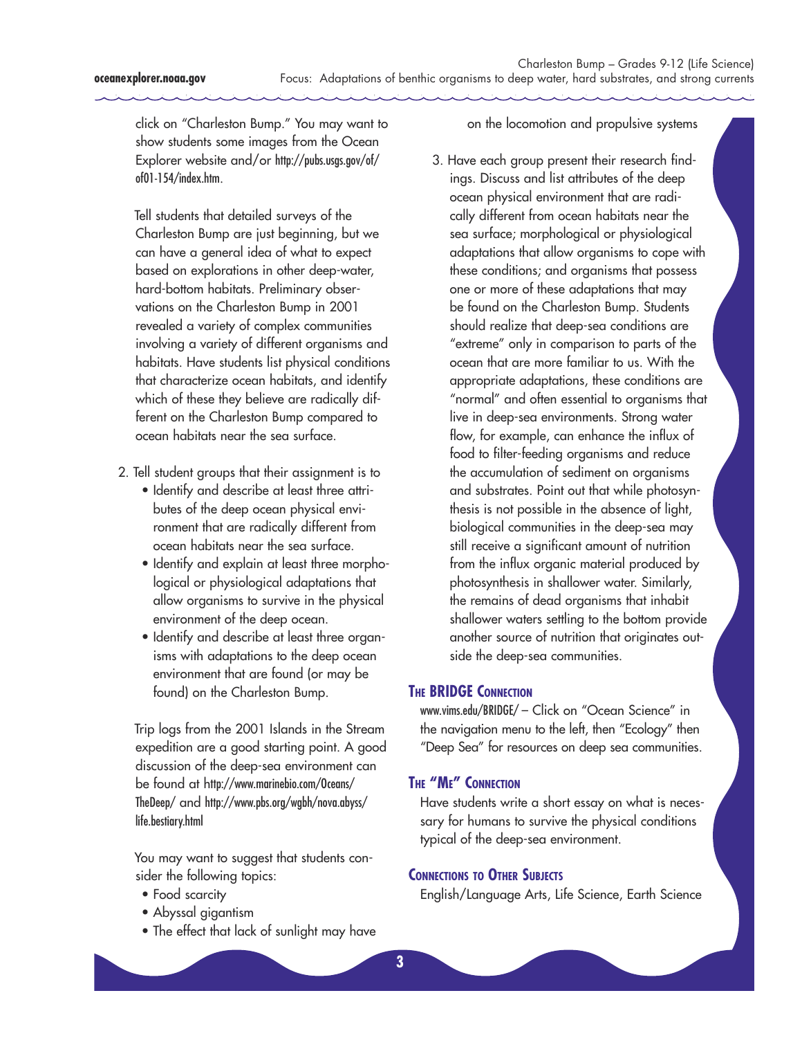click on "Charleston Bump." You may want to show students some images from the Ocean Explorer website and/or http://pubs.usgs.gov/of/of01-154/index.htm.

Tell students that detailed surveys of the Charleston Bump are just beginning, but we can have a general idea of what to expect based on explorations in other deep-water, hard-bottom habitats. Preliminary observations on the Charleston Bump in 2001 revealed a variety of complex communities involving a variety of different organisms and habitats. Have students list physical conditions that characterize ocean habitats, and identify which of these they believe are radically different on the Charleston Bump compared to ocean habitats near the sea surface.

2. Tell student groups that their assignment is to
   - Identify and describe at least three attributes of the deep ocean physical environment that are radically different from ocean habitats near the sea surface.
   - Identify and explain at least three morphological or physiological adaptations that allow organisms to survive in the physical environment of the deep ocean.
   - Identify and describe at least three organisms with adaptations to the deep ocean environment that are found (or may be found) on the Charleston Bump.

   Trip logs from the 2001 Islands in the Stream expedition are a good starting point. A good discussion of the deep-sea environment can be found at http://www.marinebio.com/Oceans/TheDeep/ and http://www.pbs.org/wgbh/nova.abyss/life.bestiary.html

   You may want to suggest that students consider the following topics:
   - Food scarcity
   - Abyssal gigantism
   - The effect that lack of sunlight may have on the locomotion and propulsive systems

3. Have each group present their research findings. Discuss and list attributes of the deep ocean physical environment that are radically different from ocean habitats near the sea surface; morphological or physiological adaptations that allow organisms to cope with these conditions; and organisms that possess one or more of these adaptations that may be found on the Charleston Bump. Students should realize that deep-sea conditions are "extreme" only in comparison to parts of the ocean that are more familiar to us. With the appropriate adaptations, these conditions are "normal" and often essential to organisms that live in deep-sea environments. Strong water flow, for example, can enhance the influx of food to filter-feeding organisms and reduce the accumulation of sediment on organisms and substrates. Point out that while photosynthesis is not possible in the absence of light, biological communities in the deep-sea may still receive a significant amount of nutrition from the influx organic material produced by photosynthesis in shallower water. Similarly, the remains of dead organisms that inhabit shallower waters settling to the bottom provide another source of nutrition that originates outside the deep-sea communities.

## The BRIDGE Connection

www.vims.edu/BRIDGE/ – Click on "Ocean Science" in the navigation menu to the left, then "Ecology" then "Deep Sea" for resources on deep sea communities.

## The "Me" Connection

Have students write a short essay on what is necessary for humans to survive the physical conditions typical of the deep-sea environment.

## Connections to Other Subjects

English/Language Arts, Life Science, Earth Science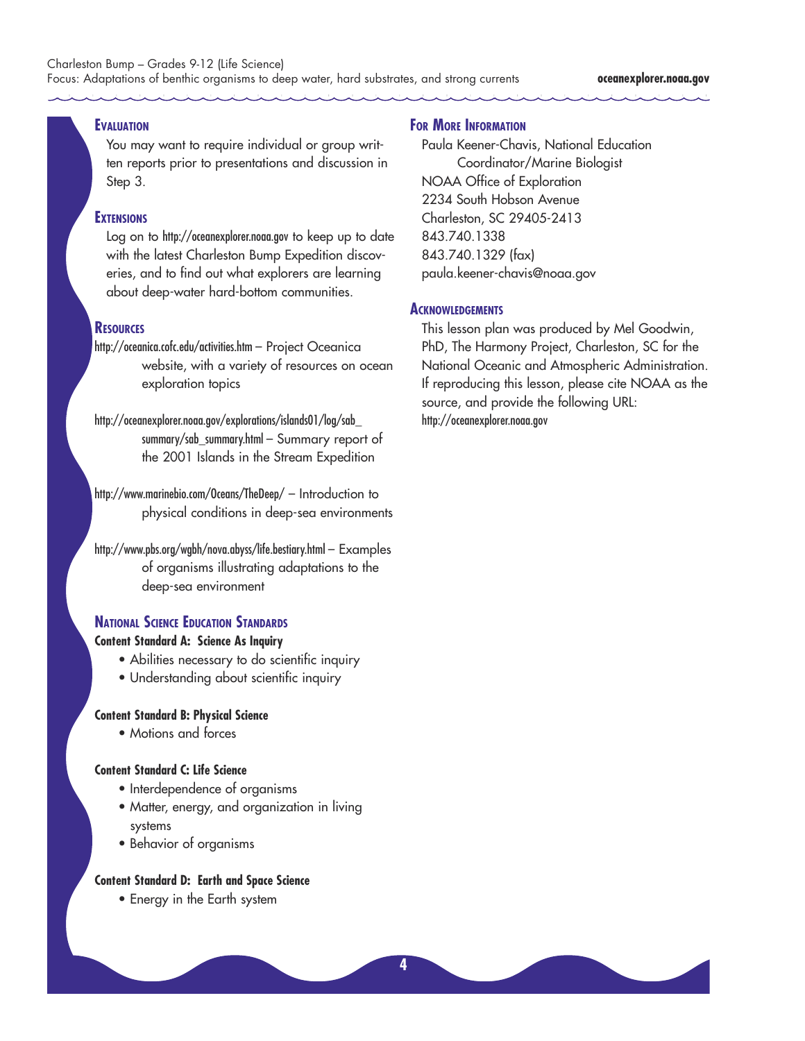### Evaluation

You may want to require individual or group written reports prior to presentations and discussion in Step 3.

### Extensions

Log on to http://oceanexplorer.noaa.gov to keep up to date with the latest Charleston Bump Expedition discoveries, and to find out what explorers are learning about deep-water hard-bottom communities.

### Resources

http://oceanica.cofc.edu/activities.htm – Project Oceanica website, with a variety of resources on ocean exploration topics

http://oceanexplorer.noaa.gov/explorations/islands01/log/sab_summary/sab_summary.html – Summary report of the 2001 Islands in the Stream Expedition

http://www.marinebio.com/Oceans/TheDeep/ – Introduction to physical conditions in deep-sea environments

http://www.pbs.org/wgbh/nova.abyss/life.bestiary.html – Examples of organisms illustrating adaptations to the deep-sea environment

### National Science Education Standards

**Content Standard A: Science As Inquiry**

- Abilities necessary to do scientific inquiry
- Understanding about scientific inquiry

**Content Standard B: Physical Science**

- Motions and forces

**Content Standard C: Life Science**

- Interdependence of organisms
- Matter, energy, and organization in living systems
- Behavior of organisms

**Content Standard D: Earth and Space Science**

- Energy in the Earth system

### For More Information

Paula Keener-Chavis, National Education Coordinator/Marine Biologist
NOAA Office of Exploration
2234 South Hobson Avenue
Charleston, SC 29405-2413
843.740.1338
843.740.1329 (fax)
paula.keener-chavis@noaa.gov

### Acknowledgements

This lesson plan was produced by Mel Goodwin, PhD, The Harmony Project, Charleston, SC for the National Oceanic and Atmospheric Administration. If reproducing this lesson, please cite NOAA as the source, and provide the following URL:
http://oceanexplorer.noaa.gov